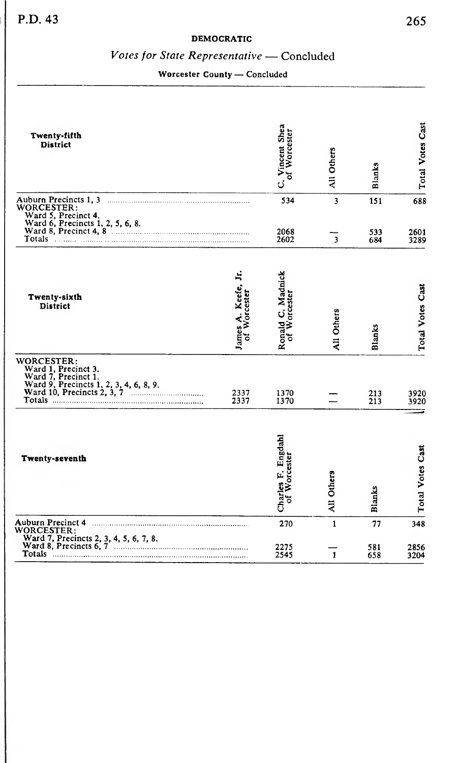**DEMOCRATIC**

*Votes for State Representative* — Concluded

**Worcester County — Concluded**

| Twenty-fifth District | C. Vincent Shea of Worcester | All Others | Blanks | Total Votes Cast |
|---|---|---|---|---|
| Auburn Precincts 1, 3 | 534 | 3 | 151 | 688 |
| WORCESTER: Ward 5, Precinct 4. Ward 6, Precincts 1, 2, 5, 6, 8. Ward 8, Precinct 4, 8 | 2068 | — | 533 | 2601 |
| Totals | 2602 | 3 | 684 | 3289 |

| Twenty-sixth District | James A. Keefe, Jr. of Worcester | Ronald C. Madnick of Worcester | All Others | Blanks | Total Votes Cast |
|---|---|---|---|---|---|
| WORCESTER: Ward 1, Precinct 3. Ward 7, Precinct 1. Ward 9, Precincts 1, 2, 3, 4, 6, 8, 9. Ward 10, Precincts 2, 3, 7 | 2337 | 1370 | — | 213 | 3920 |
| Totals | 2337 | 1370 | — | 213 | 3920 |

| Twenty-seventh | Charles F. Engdahl of Worcester | All Others | Blanks | Total Votes Cast |
|---|---|---|---|---|
| Auburn Precinct 4 | 270 | 1 | 77 | 348 |
| WORCESTER: Ward 7, Precincts 2, 3, 4, 5, 6, 7, 8. Ward 8, Precincts 6, 7 | 2275 | — | 581 | 2856 |
| Totals | 2545 | 1 | 658 | 3204 |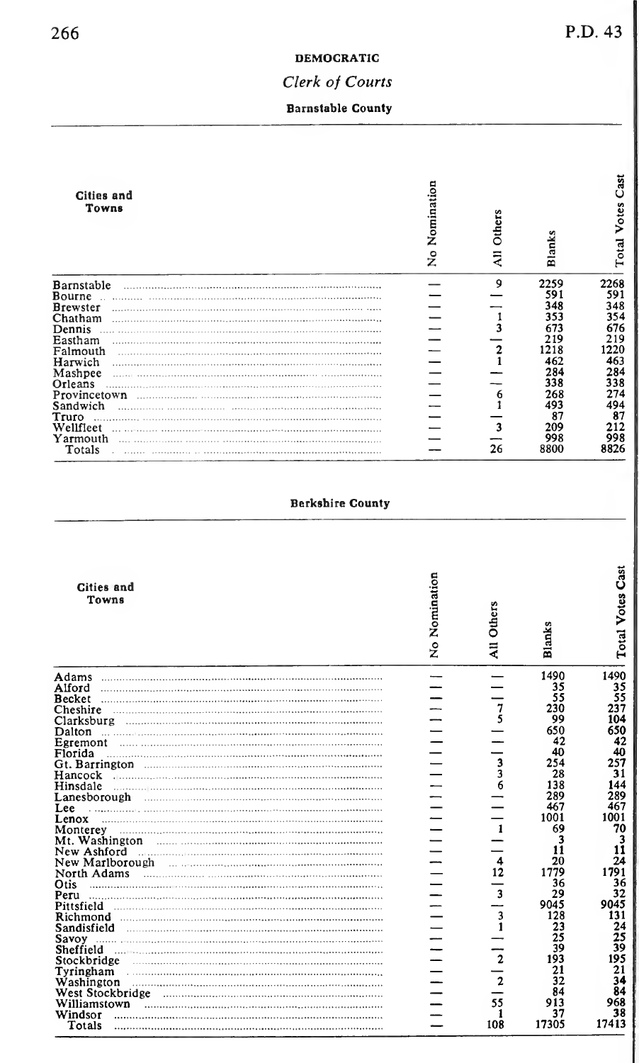**DEMOCRATIC**

## *Clerk of Courts*

### Barnstable County

| Cities and Towns | No Nomination | All Others | Blanks | Total Votes Cast |
|---|---|---|---|---|
| Barnstable | — | 9 | 2259 | 2268 |
| Bourne | — | — | 591 | 591 |
| Brewster | — | — | 348 | 348 |
| Chatham | — | 1 | 353 | 354 |
| Dennis | — | 3 | 673 | 676 |
| Eastham | — | — | 219 | 219 |
| Falmouth | — | 2 | 1218 | 1220 |
| Harwich | — | 1 | 462 | 463 |
| Mashpee | — | — | 284 | 284 |
| Orleans | — | — | 338 | 338 |
| Provincetown | — | 6 | 268 | 274 |
| Sandwich | — | 1 | 493 | 494 |
| Truro | — | — | 87 | 87 |
| Wellfleet | — | 3 | 209 | 212 |
| Yarmouth | — | — | 998 | 998 |
| Totals | — | 26 | 8800 | 8826 |

### Berkshire County

| Cities and Towns | No Nomination | All Others | Blanks | Total Votes Cast |
|---|---|---|---|---|
| Adams | — | — | 1490 | 1490 |
| Alford | — | — | 35 | 35 |
| Becket | — | — | 55 | 55 |
| Cheshire | — | 7 | 230 | 237 |
| Clarksburg | — | 5 | 99 | 104 |
| Dalton | — | — | 650 | 650 |
| Egremont | — | — | 42 | 42 |
| Florida | — | — | 40 | 40 |
| Gt. Barrington | — | 3 | 254 | 257 |
| Hancock | — | 3 | 28 | 31 |
| Hinsdale | — | 6 | 138 | 144 |
| Lanesborough | — | — | 289 | 289 |
| Lee | — | — | 467 | 467 |
| Lenox | — | — | 1001 | 1001 |
| Monterey | — | 1 | 69 | 70 |
| Mt. Washington | — | — | 3 | 3 |
| New Ashford | — | — | 11 | 11 |
| New Marlborough | — | 4 | 20 | 24 |
| North Adams | — | 12 | 1779 | 1791 |
| Otis | — | — | 36 | 36 |
| Peru | — | 3 | 29 | 32 |
| Pittsfield | — | — | 9045 | 9045 |
| Richmond | — | 3 | 128 | 131 |
| Sandisfield | — | 1 | 23 | 24 |
| Savoy | — | — | 25 | 25 |
| Sheffield | — | — | 39 | 39 |
| Stockbridge | — | 2 | 193 | 195 |
| Tyringham | — | — | 21 | 21 |
| Washington | — | 2 | 32 | 34 |
| West Stockbridge | — | — | 84 | 84 |
| Williamstown | — | 55 | 913 | 968 |
| Windsor | — | 1 | 37 | 38 |
| Totals | — | 108 | 17305 | 17413 |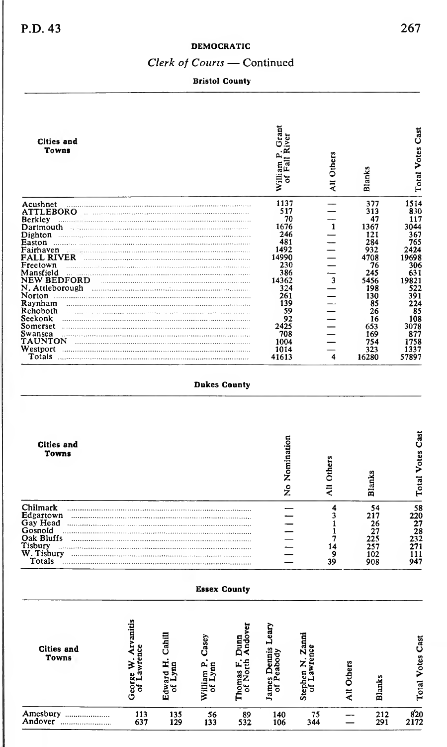## DEMOCRATIC

### *Clerk of Courts* — Continued

#### Bristol County

| Cities and Towns | William P. Grant of Fall River | All Others | Blanks | Total Votes Cast |
|---|---|---|---|---|
| Acushnet | 1137 | — | 377 | 1514 |
| ATTLEBORO | 517 | — | 313 | 830 |
| Berkley | 70 | — | 47 | 117 |
| Dartmouth | 1676 | 1 | 1367 | 3044 |
| Dighton | 246 | — | 121 | 367 |
| Easton | 481 | — | 284 | 765 |
| Fairhaven | 1492 | — | 932 | 2424 |
| FALL RIVER | 14990 | — | 4708 | 19698 |
| Freetown | 230 | — | 76 | 306 |
| Mansfield | 386 | — | 245 | 631 |
| NEW BEDFORD | 14362 | 3 | 5456 | 19821 |
| N. Attleborough | 324 | — | 198 | 522 |
| Norton | 261 | — | 130 | 391 |
| Raynham | 139 | — | 85 | 224 |
| Rehoboth | 59 | — | 26 | 85 |
| Seekonk | 92 | — | 16 | 108 |
| Somerset | 2425 | — | 653 | 3078 |
| Swansea | 708 | — | 169 | 877 |
| TAUNTON | 1004 | — | 754 | 1758 |
| Westport | 1014 | — | 323 | 1337 |
| Totals | 41613 | 4 | 16280 | 57897 |

#### Dukes County

| Cities and Towns | No Nomination | All Others | Blanks | Total Votes Cast |
|---|---|---|---|---|
| Chilmark | — | 4 | 54 | 58 |
| Edgartown | — | 3 | 217 | 220 |
| Gay Head | — | 1 | 26 | 27 |
| Gosnold | — | 1 | 27 | 28 |
| Oak Bluffs | — | 7 | 225 | 232 |
| Tisbury | — | 14 | 257 | 271 |
| W. Tisbury | — | 9 | 102 | 111 |
| Totals | — | 39 | 908 | 947 |

#### Essex County

| Cities and Towns | George W. Arvanitis of Lawrence | Edward H. Cahill of Lynn | William P. Casey of Lynn | Thomas F. Dunn of North Andover | James Dennis Leary of Peabody | Stephen N. Zanni of Lawrence | All Others | Blanks | Total Votes Cast |
|---|---|---|---|---|---|---|---|---|---|
| Amesbury | 113 | 135 | 56 | 89 | 140 | 75 | — | 212 | 820 |
| Andover | 637 | 129 | 133 | 532 | 106 | 344 | — | 291 | 2172 |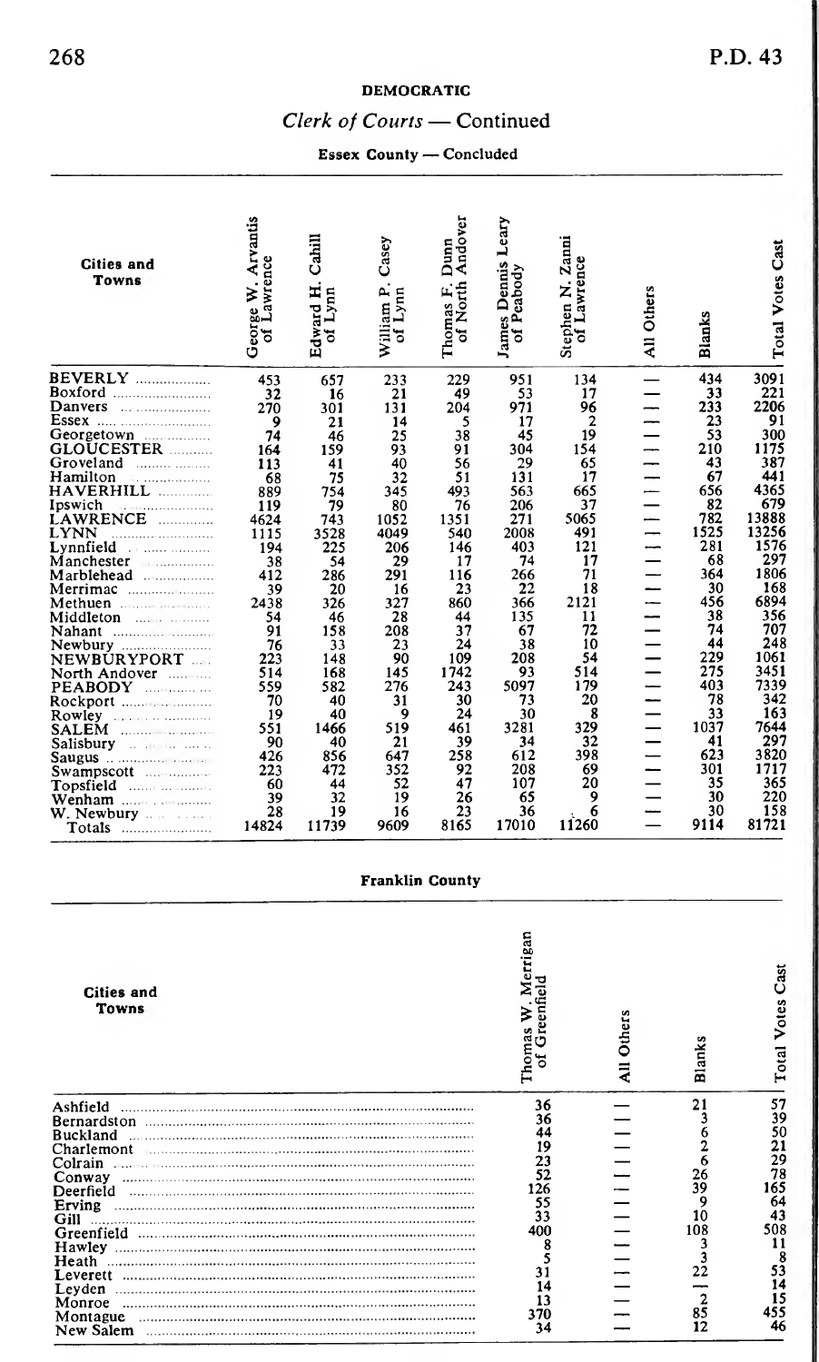## DEMOCRATIC

### *Clerk of Courts* — Continued

**Essex County — Concluded**

| Cities and Towns | George W. Arvantis of Lawrence | Edward H. Cahill of Lynn | William P. Casey of Lynn | Thomas F. Dunn of North Andover | James Dennis Leary of Peabody | Stephen N. Zanni of Lawrence | All Others | Blanks | Total Votes Cast |
|---|---|---|---|---|---|---|---|---|---|
| BEVERLY | 453 | 657 | 233 | 229 | 951 | 134 | — | 434 | 3091 |
| Boxford | 32 | 16 | 21 | 49 | 53 | 17 | — | 33 | 221 |
| Danvers | 270 | 301 | 131 | 204 | 971 | 96 | — | 233 | 2206 |
| Essex | 9 | 21 | 14 | 5 | 17 | 2 | — | 23 | 91 |
| Georgetown | 74 | 46 | 25 | 38 | 45 | 19 | — | 53 | 300 |
| GLOUCESTER | 164 | 159 | 93 | 91 | 304 | 154 | — | 210 | 1175 |
| Groveland | 113 | 41 | 40 | 56 | 29 | 65 | — | 43 | 387 |
| Hamilton | 68 | 75 | 32 | 51 | 131 | 17 | — | 67 | 441 |
| HAVERHILL | 889 | 754 | 345 | 493 | 563 | 665 | — | 656 | 4365 |
| Ipswich | 119 | 79 | 80 | 76 | 206 | 37 | — | 82 | 679 |
| LAWRENCE | 4624 | 743 | 1052 | 1351 | 271 | 5065 | — | 782 | 13888 |
| LYNN | 1115 | 3528 | 4049 | 540 | 2008 | 491 | — | 1525 | 13256 |
| Lynnfield | 194 | 225 | 206 | 146 | 403 | 121 | — | 281 | 1576 |
| Manchester | 38 | 54 | 29 | 17 | 74 | 17 | — | 68 | 297 |
| Marblehead | 412 | 286 | 291 | 116 | 266 | 71 | — | 364 | 1806 |
| Merrimac | 39 | 20 | 16 | 23 | 22 | 18 | — | 30 | 168 |
| Methuen | 2438 | 326 | 327 | 860 | 366 | 2121 | — | 456 | 6894 |
| Middleton | 54 | 46 | 28 | 44 | 135 | 11 | — | 38 | 356 |
| Nahant | 91 | 158 | 208 | 37 | 67 | 72 | — | 74 | 707 |
| Newbury | 76 | 33 | 23 | 24 | 38 | 10 | — | 44 | 248 |
| NEWBURYPORT | 223 | 148 | 90 | 109 | 208 | 54 | — | 229 | 1061 |
| North Andover | 514 | 168 | 145 | 1742 | 93 | 514 | — | 275 | 3451 |
| PEABODY | 559 | 582 | 276 | 243 | 5097 | 179 | — | 403 | 7339 |
| Rockport | 70 | 40 | 31 | 30 | 73 | 20 | — | 78 | 342 |
| Rowley | 19 | 40 | 9 | 24 | 30 | 8 | — | 33 | 163 |
| SALEM | 551 | 1466 | 519 | 461 | 3281 | 329 | — | 1037 | 7644 |
| Salisbury | 90 | 40 | 21 | 39 | 34 | 32 | — | 41 | 297 |
| Saugus | 426 | 856 | 647 | 258 | 612 | 398 | — | 623 | 3820 |
| Swampscott | 223 | 472 | 352 | 92 | 208 | 69 | — | 301 | 1717 |
| Topsfield | 60 | 44 | 52 | 47 | 107 | 20 | — | 35 | 365 |
| Wenham | 39 | 32 | 19 | 26 | 65 | 9 | — | 30 | 220 |
| W. Newbury | 28 | 19 | 16 | 23 | 36 | 6 | — | 30 | 158 |
| Totals | 14824 | 11739 | 9609 | 8165 | 17010 | 11260 | — | 9114 | 81721 |

**Franklin County**

| Cities and Towns | Thomas W. Merrigan of Greenfield | All Others | Blanks | Total Votes Cast |
|---|---|---|---|---|
| Ashfield | 36 | — | 21 | 57 |
| Bernardston | 36 | — | 3 | 39 |
| Buckland | 44 | — | 6 | 50 |
| Charlemont | 19 | — | 2 | 21 |
| Colrain | 23 | — | 6 | 29 |
| Conway | 52 | — | 26 | 78 |
| Deerfield | 126 | — | 39 | 165 |
| Erving | 55 | — | 9 | 64 |
| Gill | 33 | — | 10 | 43 |
| Greenfield | 400 | — | 108 | 508 |
| Hawley | 8 | — | 3 | 11 |
| Heath | 5 | — | 3 | 8 |
| Leverett | 31 | — | 22 | 53 |
| Leyden | 14 | — | — | 14 |
| Monroe | 13 | — | 2 | 15 |
| Montague | 370 | — | 85 | 455 |
| New Salem | 34 | — | 12 | 46 |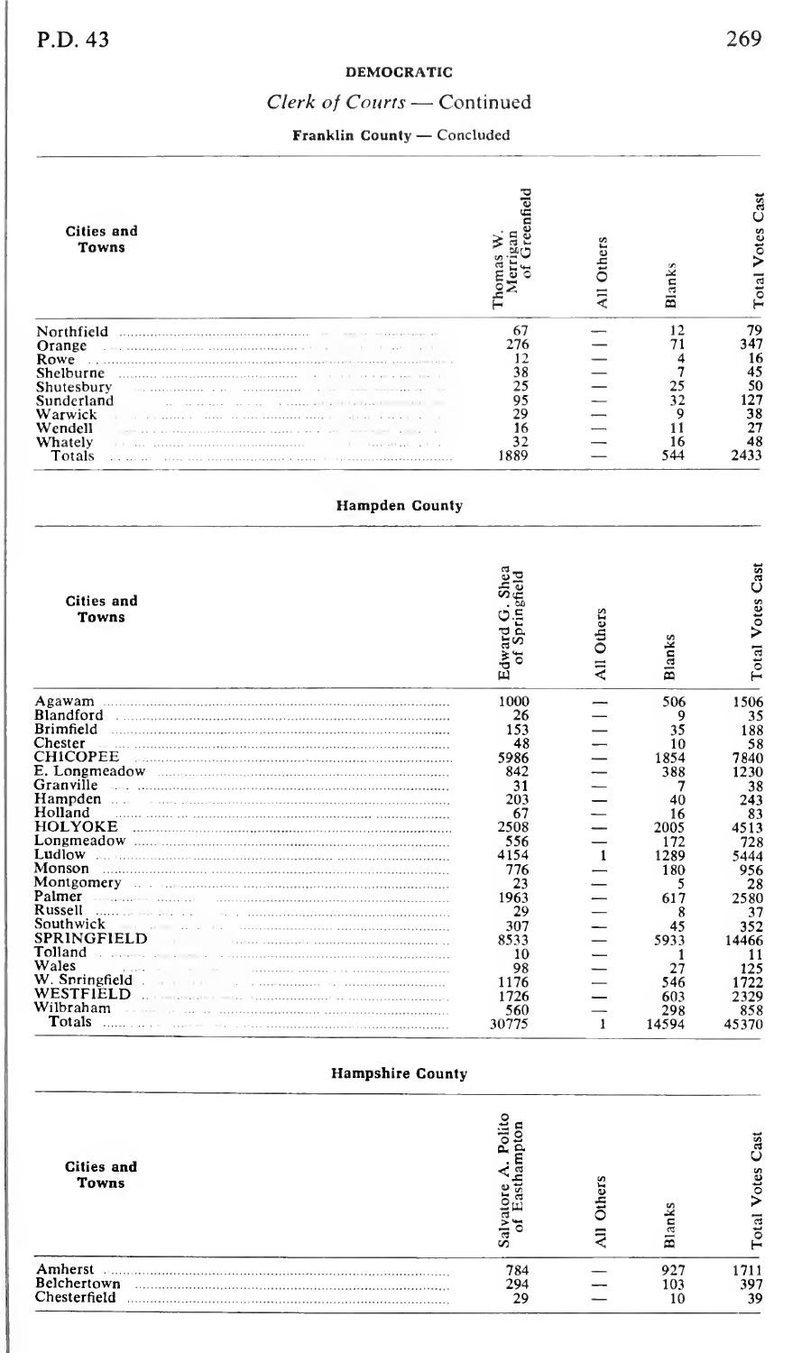**DEMOCRATIC**

*Clerk of Courts* — Continued

**Franklin County** — Concluded

| Cities and Towns | Thomas W. Merrigan of Greenfield | All Others | Blanks | Total Votes Cast |
|---|---|---|---|---|
| Northfield | 67 | — | 12 | 79 |
| Orange | 276 | — | 71 | 347 |
| Rowe | 12 | — | 4 | 16 |
| Shelburne | 38 | — | 7 | 45 |
| Shutesbury | 25 | — | 25 | 50 |
| Sunderland | 95 | — | 32 | 127 |
| Warwick | 29 | — | 9 | 38 |
| Wendell | 16 | — | 11 | 27 |
| Whately | 32 | — | 16 | 48 |
| Totals | 1889 | — | 544 | 2433 |

**Hampden County**

| Cities and Towns | Edward G. Shea of Springfield | All Others | Blanks | Total Votes Cast |
|---|---|---|---|---|
| Agawam | 1000 | — | 506 | 1506 |
| Blandford | 26 | — | 9 | 35 |
| Brimfield | 153 | — | 35 | 188 |
| Chester | 48 | — | 10 | 58 |
| CHICOPEE | 5986 | — | 1854 | 7840 |
| E. Longmeadow | 842 | — | 388 | 1230 |
| Granville | 31 | — | 7 | 38 |
| Hampden | 203 | — | 40 | 243 |
| Holland | 67 | — | 16 | 83 |
| HOLYOKE | 2508 | — | 2005 | 4513 |
| Longmeadow | 556 | — | 172 | 728 |
| Ludlow | 4154 | 1 | 1289 | 5444 |
| Monson | 776 | — | 180 | 956 |
| Montgomery | 23 | — | 5 | 28 |
| Palmer | 1963 | — | 617 | 2580 |
| Russell | 29 | — | 8 | 37 |
| Southwick | 307 | — | 45 | 352 |
| SPRINGFIELD | 8533 | — | 5933 | 14466 |
| Tolland | 10 | — | 1 | 11 |
| Wales | 98 | — | 27 | 125 |
| W. Springfield | 1176 | — | 546 | 1722 |
| WESTFIELD | 1726 | — | 603 | 2329 |
| Wilbraham | 560 | — | 298 | 858 |
| Totals | 30775 | 1 | 14594 | 45370 |

**Hampshire County**

| Cities and Towns | Salvatore A. Polito of Easthampton | All Others | Blanks | Total Votes Cast |
|---|---|---|---|---|
| Amherst | 784 | — | 927 | 1711 |
| Belchertown | 294 | — | 103 | 397 |
| Chesterfield | 29 | — | 10 | 39 |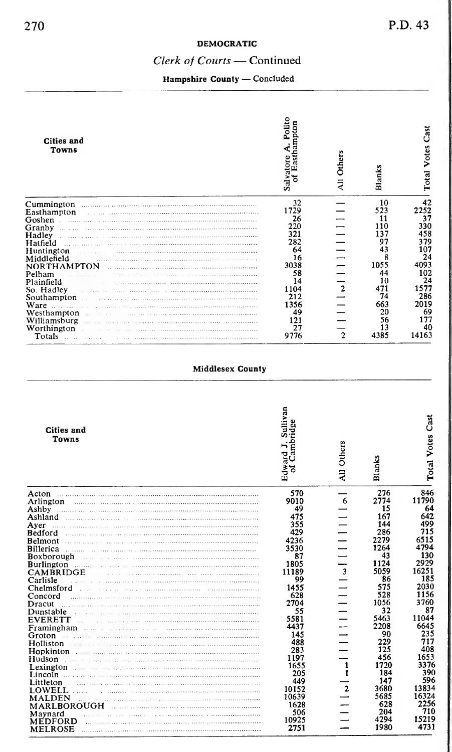**DEMOCRATIC**

*Clerk of Courts* — Continued

**Hampshire County** — Concluded

| Cities and Towns | Salvatore A. Polito of Easthampton | All Others | Blanks | Total Votes Cast |
|---|---|---|---|---|
| Cummington | 32 | — | 10 | 42 |
| Easthampton | 1729 | — | 523 | 2252 |
| Goshen | 26 | — | 11 | 37 |
| Granby | 220 | — | 110 | 330 |
| Hadley | 321 | — | 137 | 458 |
| Hatfield | 282 | — | 97 | 379 |
| Huntington | 64 | — | 43 | 107 |
| Middlefield | 16 | — | 8 | 24 |
| NORTHAMPTON | 3038 | — | 1055 | 4093 |
| Pelham | 58 | — | 44 | 102 |
| Plainfield | 14 | — | 10 | 24 |
| So. Hadley | 1104 | 2 | 471 | 1577 |
| Southampton | 212 | — | 74 | 286 |
| Ware | 1356 | — | 663 | 2019 |
| Westhampton | 49 | — | 20 | 69 |
| Williamsburg | 121 | — | 56 | 177 |
| Worthington | 27 | — | 13 | 40 |
| Totals | 9776 | 2 | 4385 | 14163 |

**Middlesex County**

| Cities and Towns | Edward J. Sullivan of Cambridge | All Others | Blanks | Total Votes Cast |
|---|---|---|---|---|
| Acton | 570 | — | 276 | 846 |
| Arlington | 9010 | 6 | 2774 | 11790 |
| Ashby | 49 | — | 15 | 64 |
| Ashland | 475 | — | 167 | 642 |
| Ayer | 355 | — | 144 | 499 |
| Bedford | 429 | — | 286 | 715 |
| Belmont | 4236 | — | 2279 | 6515 |
| Billerica | 3530 | — | 1264 | 4794 |
| Boxborough | 87 | — | 43 | 130 |
| Burlington | 1805 | — | 1124 | 2929 |
| CAMBRIDGE | 11189 | 3 | 5059 | 16251 |
| Carlisle | 99 | — | 86 | 185 |
| Chelmsford | 1455 | — | 575 | 2030 |
| Concord | 628 | — | 528 | 1156 |
| Dracut | 2704 | — | 1056 | 3760 |
| Dunstable | 55 | — | 32 | 87 |
| EVERETT | 5581 | — | 5463 | 11044 |
| Framingham | 4437 | — | 2208 | 6645 |
| Groton | 145 | — | 90 | 235 |
| Holliston | 488 | — | 229 | 717 |
| Hopkinton | 283 | — | 125 | 408 |
| Hudson | 1197 | — | 456 | 1653 |
| Lexington | 1655 | 1 | 1720 | 3376 |
| Lincoln | 205 | 1 | 184 | 390 |
| Littleton | 449 | — | 147 | 596 |
| LOWELL | 10152 | 2 | 3680 | 13834 |
| MALDEN | 10639 | — | 5685 | 16324 |
| MARLBOROUGH | 1628 | — | 628 | 2256 |
| Maynard | 506 | — | 204 | 710 |
| MEDFORD | 10925 | — | 4294 | 15219 |
| MELROSE | 2751 | — | 1980 | 4731 |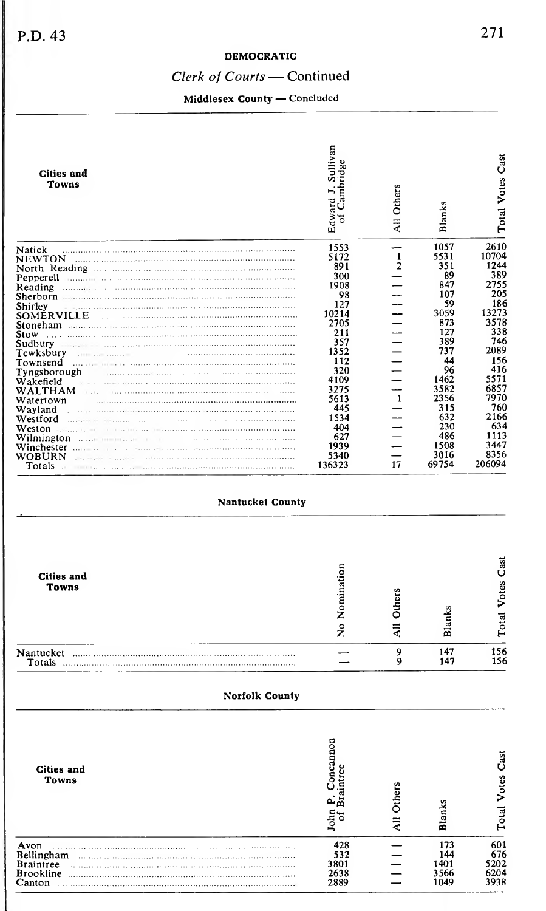## DEMOCRATIC

### *Clerk of Courts* — Continued

#### Middlesex County — Concluded

| Cities and Towns | Edward J. Sullivan of Cambridge | All Others | Blanks | Total Votes Cast |
|---|---|---|---|---|
| Natick | 1553 | — | 1057 | 2610 |
| NEWTON | 5172 | 1 | 5531 | 10704 |
| North Reading | 891 | 2 | 351 | 1244 |
| Pepperell | 300 | — | 89 | 389 |
| Reading | 1908 | — | 847 | 2755 |
| Sherborn | 98 | — | 107 | 205 |
| Shirley | 127 | — | 59 | 186 |
| SOMERVILLE | 10214 | — | 3059 | 13273 |
| Stoneham | 2705 | — | 873 | 3578 |
| Stow | 211 | — | 127 | 338 |
| Sudbury | 357 | — | 389 | 746 |
| Tewksbury | 1352 | — | 737 | 2089 |
| Townsend | 112 | — | 44 | 156 |
| Tyngsborough | 320 | — | 96 | 416 |
| Wakefield | 4109 | — | 1462 | 5571 |
| WALTHAM | 3275 | — | 3582 | 6857 |
| Watertown | 5613 | 1 | 2356 | 7970 |
| Wayland | 445 | — | 315 | 760 |
| Westford | 1534 | — | 632 | 2166 |
| Weston | 404 | — | 230 | 634 |
| Wilmington | 627 | — | 486 | 1113 |
| Winchester | 1939 | — | 1508 | 3447 |
| WOBURN | 5340 | — | 3016 | 8356 |
| Totals | 136323 | 17 | 69754 | 206094 |

#### Nantucket County

| Cities and Towns | No Nomination | All Others | Blanks | Total Votes Cast |
|---|---|---|---|---|
| Nantucket | — | 9 | 147 | 156 |
| Totals | — | 9 | 147 | 156 |

#### Norfolk County

| Cities and Towns | John P. Concannon of Braintree | All Others | Blanks | Total Votes Cast |
|---|---|---|---|---|
| Avon | 428 | — | 173 | 601 |
| Bellingham | 532 | — | 144 | 676 |
| Braintree | 3801 | — | 1401 | 5202 |
| Brookline | 2638 | — | 3566 | 6204 |
| Canton | 2889 | — | 1049 | 3938 |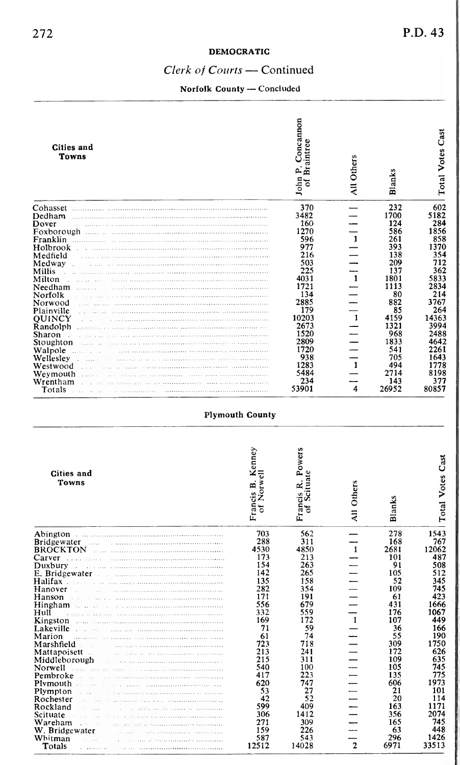**DEMOCRATIC**

*Clerk of Courts* — Continued

**Norfolk County — Concluded**

| Cities and Towns | John P. Concannon of Braintree | All Others | Blanks | Total Votes Cast |
|---|---|---|---|---|
| Cohasset | 370 | — | 232 | 602 |
| Dedham | 3482 | — | 1700 | 5182 |
| Dover | 160 | — | 124 | 284 |
| Foxborough | 1270 | — | 586 | 1856 |
| Franklin | 596 | 1 | 261 | 858 |
| Holbrook | 977 | — | 393 | 1370 |
| Medfield | 216 | — | 138 | 354 |
| Medway | 503 | — | 209 | 712 |
| Millis | 225 | — | 137 | 362 |
| Milton | 4031 | 1 | 1801 | 5833 |
| Needham | 1721 | — | 1113 | 2834 |
| Norfolk | 134 | — | 80 | 214 |
| Norwood | 2885 | — | 882 | 3767 |
| Plainville | 179 | — | 85 | 264 |
| QUINCY | 10203 | 1 | 4159 | 14363 |
| Randolph | 2673 | — | 1321 | 3994 |
| Sharon | 1520 | — | 968 | 2488 |
| Stoughton | 2809 | — | 1833 | 4642 |
| Walpole | 1720 | — | 541 | 2261 |
| Wellesley | 938 | — | 705 | 1643 |
| Westwood | 1283 | 1 | 494 | 1778 |
| Weymouth | 5484 | — | 2714 | 8198 |
| Wrentham | 234 | — | 143 | 377 |
| Totals | 53901 | 4 | 26952 | 80857 |

**Plymouth County**

| Cities and Towns | Francis B. Kenney of Norwell | Francis R. Powers of Scituate | All Others | Blanks | Total Votes Cast |
|---|---|---|---|---|---|
| Abington | 703 | 562 | — | 278 | 1543 |
| Bridgewater | 288 | 311 | — | 168 | 767 |
| BROCKTON | 4530 | 4850 | 1 | 2681 | 12062 |
| Carver | 173 | 213 | — | 101 | 487 |
| Duxbury | 154 | 263 | — | 91 | 508 |
| E. Bridgewater | 142 | 265 | — | 105 | 512 |
| Halifax | 135 | 158 | — | 52 | 345 |
| Hanover | 282 | 354 | — | 109 | 745 |
| Hanson | 171 | 191 | — | 61 | 423 |
| Hingham | 556 | 679 | — | 431 | 1666 |
| Hull | 332 | 559 | — | 176 | 1067 |
| Kingston | 169 | 172 | 1 | 107 | 449 |
| Lakeville | 71 | 59 | — | 36 | 166 |
| Marion | 61 | 74 | — | 55 | 190 |
| Marshfield | 723 | 718 | — | 309 | 1750 |
| Mattapoisett | 213 | 241 | — | 172 | 626 |
| Middleborough | 215 | 311 | — | 109 | 635 |
| Norwell | 540 | 100 | — | 105 | 745 |
| Pembroke | 417 | 223 | — | 135 | 775 |
| Plymouth | 620 | 747 | — | 606 | 1973 |
| Plympton | 53 | 27 | — | 21 | 101 |
| Rochester | 42 | 52 | — | 20 | 114 |
| Rockland | 599 | 409 | — | 163 | 1171 |
| Scituate | 306 | 1412 | — | 356 | 2074 |
| Wareham | 271 | 309 | — | 165 | 745 |
| W. Bridgewater | 159 | 226 | — | 63 | 448 |
| Whitman | 587 | 543 | — | 296 | 1426 |
| Totals | 12512 | 14028 | 2 | 6971 | 33513 |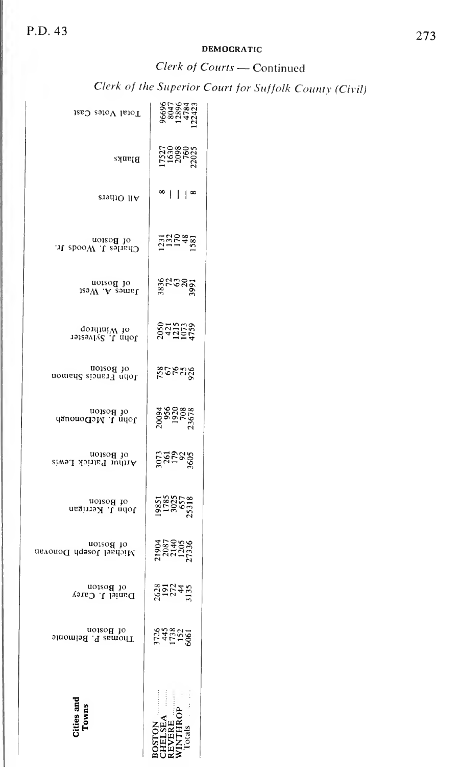## DEMOCRATIC

### *Clerk of Courts* — Continued

### *Clerk of the Superior Court for Suffolk County (Civil)*

| Cities and Towns | Thomas P. Belmonte of Boston | Daniel J. Carey of Boston | Michael Joseph Donovan of Boston | John J. Kerrigan of Boston | Arthur Patrick Lewis of Boston | John J. McDonough of Boston | John Francis Shamon of Boston | John J. Sylvester of Winthrop | James A. West of Boston | Charles J. Woods Jr. of Boston | All Others | Blanks | Total Votes Cast |
|---|---|---|---|---|---|---|---|---|---|---|---|---|---|
| BOSTON | 3726 | 2628 | 21904 | 19851 | 3073 | 20094 | 758 | 2050 | 3836 | 1231 | 8 | 17527 | 96696 |
| CHELSEA | 445 | 191 | 2087 | 1785 | 261 | 956 | 67 | 421 | 72 | 132 | — | 1630 | 8047 |
| REVERE | 1738 | 272 | 2140 | 3025 | 179 | 1920 | 76 | 1215 | 63 | 170 | — | 2098 | 12896 |
| WINTHROP | 152 | 44 | 1205 | 657 | 92 | 708 | 25 | 1073 | 20 | 48 | — | 760 | 4784 |
| Totals | 6061 | 3135 | 27336 | 25318 | 3605 | 23678 | 926 | 4759 | 3991 | 1581 | 8 | 22025 | 122423 |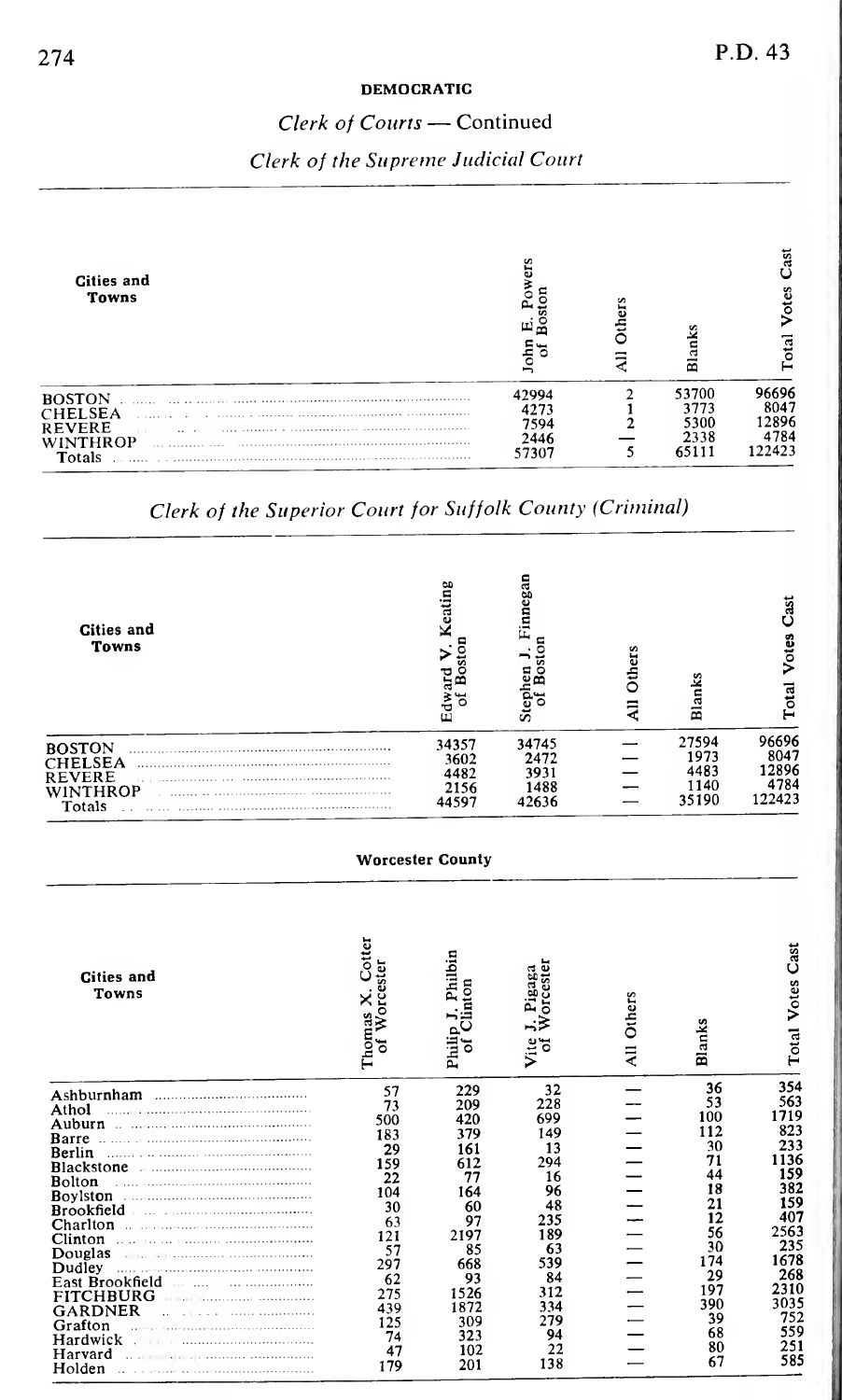**DEMOCRATIC**

*Clerk of Courts — Continued*

*Clerk of the Supreme Judicial Court*

| Cities and Towns | John E. Powers of Boston | All Others | Blanks | Total Votes Cast |
|---|---|---|---|---|
| BOSTON | 42994 | 2 | 53700 | 96696 |
| CHELSEA | 4273 | 1 | 3773 | 8047 |
| REVERE | 7594 | 2 | 5300 | 12896 |
| WINTHROP | 2446 | — | 2338 | 4784 |
| Totals | 57307 | 5 | 65111 | 122423 |

*Clerk of the Superior Court for Suffolk County (Criminal)*

| Cities and Towns | Edward V. Keating of Boston | Stephen J. Finnegan of Boston | All Others | Blanks | Total Votes Cast |
|---|---|---|---|---|---|
| BOSTON | 34357 | 34745 | — | 27594 | 96696 |
| CHELSEA | 3602 | 2472 | — | 1973 | 8047 |
| REVERE | 4482 | 3931 | — | 4483 | 12896 |
| WINTHROP | 2156 | 1488 | — | 1140 | 4784 |
| Totals | 44597 | 42636 | — | 35190 | 122423 |

**Worcester County**

| Cities and Towns | Thomas X. Cotter of Worcester | Philip J. Philbin of Clinton | Vite J. Pigaga of Worcester | All Others | Blanks | Total Votes Cast |
|---|---|---|---|---|---|---|
| Ashburnham | 57 | 229 | 32 | — | 36 | 354 |
| Athol | 73 | 209 | 228 | — | 53 | 563 |
| Auburn | 500 | 420 | 699 | — | 100 | 1719 |
| Barre | 183 | 379 | 149 | — | 112 | 823 |
| Berlin | 29 | 161 | 13 | — | 30 | 233 |
| Blackstone | 159 | 612 | 294 | — | 71 | 1136 |
| Bolton | 22 | 77 | 16 | — | 44 | 159 |
| Boylston | 104 | 164 | 96 | — | 18 | 382 |
| Brookfield | 30 | 60 | 48 | — | 21 | 159 |
| Charlton | 63 | 97 | 235 | — | 12 | 407 |
| Clinton | 121 | 2197 | 189 | — | 56 | 2563 |
| Douglas | 57 | 85 | 63 | — | 30 | 235 |
| Dudley | 297 | 668 | 539 | — | 174 | 1678 |
| East Brookfield | 62 | 93 | 84 | — | 29 | 268 |
| FITCHBURG | 275 | 1526 | 312 | — | 197 | 2310 |
| GARDNER | 439 | 1872 | 334 | — | 390 | 3035 |
| Grafton | 125 | 309 | 279 | — | 39 | 752 |
| Hardwick | 74 | 323 | 94 | — | 68 | 559 |
| Harvard | 47 | 102 | 22 | — | 80 | 251 |
| Holden | 179 | 201 | 138 | — | 67 | 585 |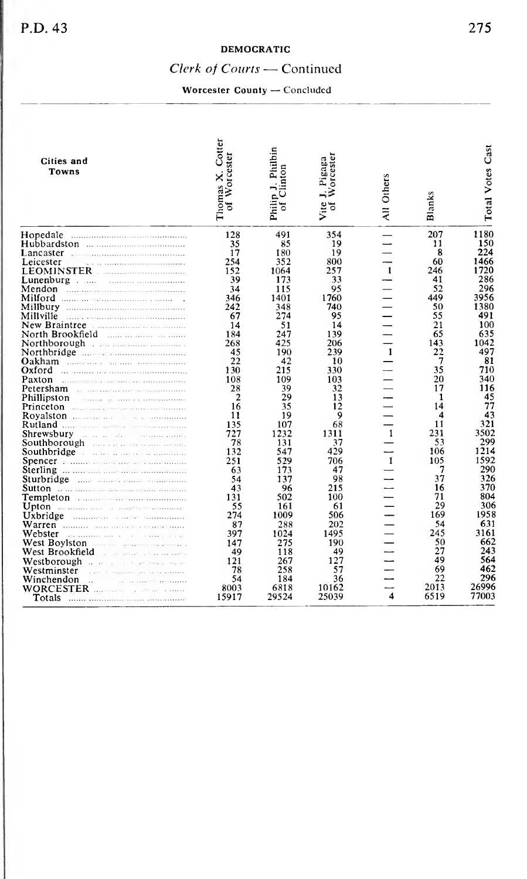**DEMOCRATIC**

*Clerk of Courts — Continued*

**Worcester County — Concluded**

| Cities and Towns | Thomas X. Cotter of Worcester | Philip J. Philbin of Clinton | Vite J. Pigaga of Worcester | All Others | Blanks | Total Votes Cast |
|---|---|---|---|---|---|---|
| Hopedale | 128 | 491 | 354 | — | 207 | 1180 |
| Hubbardston | 35 | 85 | 19 | — | 11 | 150 |
| Lancaster | 17 | 180 | 19 | — | 8 | 224 |
| Leicester | 254 | 352 | 800 | — | 60 | 1466 |
| LEOMINSTER | 152 | 1064 | 257 | 1 | 246 | 1720 |
| Lunenburg | 39 | 173 | 33 | — | 41 | 286 |
| Mendon | 34 | 115 | 95 | — | 52 | 296 |
| Milford | 346 | 1401 | 1760 | — | 449 | 3956 |
| Millbury | 242 | 348 | 740 | — | 50 | 1380 |
| Millville | 67 | 274 | 95 | — | 55 | 491 |
| New Braintree | 14 | 51 | 14 | — | 21 | 100 |
| North Brookfield | 184 | 247 | 139 | — | 65 | 635 |
| Northborough | 268 | 425 | 206 | — | 143 | 1042 |
| Northbridge | 45 | 190 | 239 | 1 | 22 | 497 |
| Oakham | 22 | 42 | 10 | — | 7 | 81 |
| Oxford | 130 | 215 | 330 | — | 35 | 710 |
| Paxton | 108 | 109 | 103 | — | 20 | 340 |
| Petersham | 28 | 39 | 32 | — | 17 | 116 |
| Phillipston | 2 | 29 | 13 | — | 1 | 45 |
| Princeton | 16 | 35 | 12 | — | 14 | 77 |
| Royalston | 11 | 19 | 9 | — | 4 | 43 |
| Rutland | 135 | 107 | 68 | — | 11 | 321 |
| Shrewsbury | 727 | 1232 | 1311 | 1 | 231 | 3502 |
| Southborough | 78 | 131 | 37 | — | 53 | 299 |
| Southbridge | 132 | 547 | 429 | — | 106 | 1214 |
| Spencer | 251 | 529 | 706 | 1 | 105 | 1592 |
| Sterling | 63 | 173 | 47 | — | 7 | 290 |
| Sturbridge | 54 | 137 | 98 | — | 37 | 326 |
| Sutton | 43 | 96 | 215 | — | 16 | 370 |
| Templeton | 131 | 502 | 100 | — | 71 | 804 |
| Upton | 55 | 161 | 61 | — | 29 | 306 |
| Uxbridge | 274 | 1009 | 506 | — | 169 | 1958 |
| Warren | 87 | 288 | 202 | — | 54 | 631 |
| Webster | 397 | 1024 | 1495 | — | 245 | 3161 |
| West Boylston | 147 | 275 | 190 | — | 50 | 662 |
| West Brookfield | 49 | 118 | 49 | — | 27 | 243 |
| Westborough | 121 | 267 | 127 | — | 49 | 564 |
| Westminster | 78 | 258 | 57 | — | 69 | 462 |
| Winchendon | 54 | 184 | 36 | — | 22 | 296 |
| WORCESTER | 8003 | 6818 | 10162 | — | 2013 | 26996 |
| Totals | 15917 | 29524 | 25039 | 4 | 6519 | 77003 |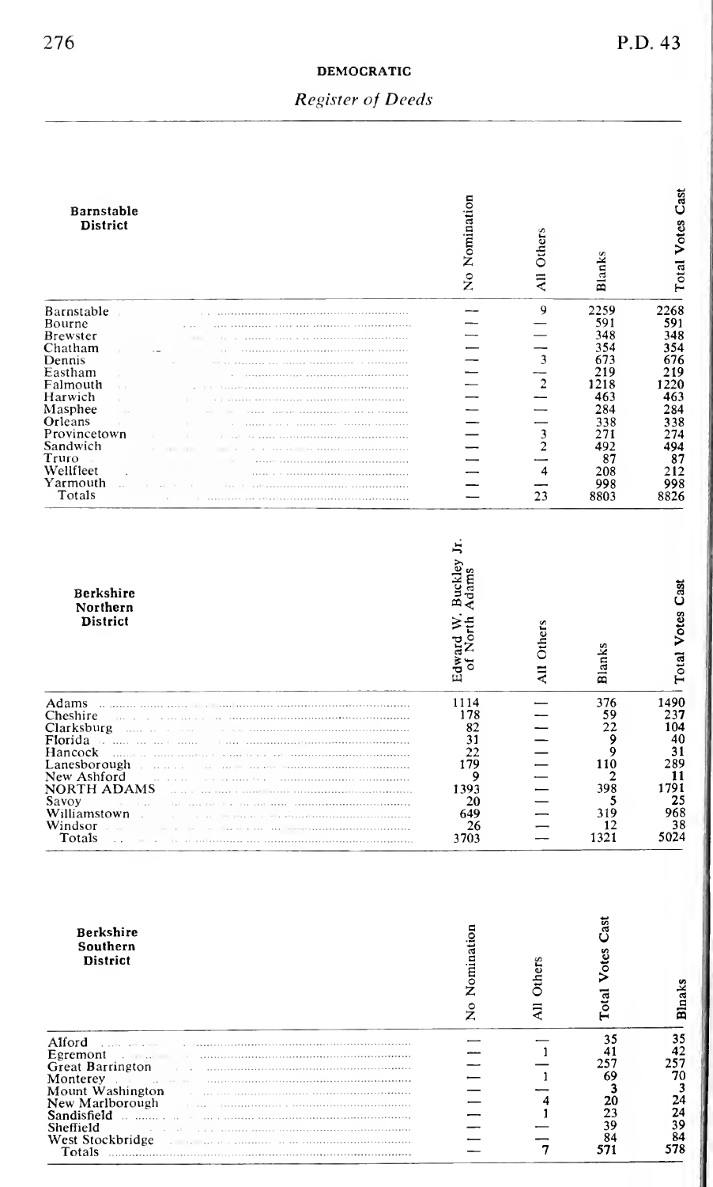## DEMOCRATIC

### *Register of Deeds*

| Barnstable District | No Nomination | All Others | Blanks | Total Votes Cast |
|---|---|---|---|---|
| Barnstable | — | 9 | 2259 | 2268 |
| Bourne | — | — | 591 | 591 |
| Brewster | — | — | 348 | 348 |
| Chatham | — | — | 354 | 354 |
| Dennis | — | 3 | 673 | 676 |
| Eastham | — | — | 219 | 219 |
| Falmouth | — | 2 | 1218 | 1220 |
| Harwich | — | — | 463 | 463 |
| Masphee | — | — | 284 | 284 |
| Orleans | — | — | 338 | 338 |
| Provincetown | — | 3 | 271 | 274 |
| Sandwich | — | 2 | 492 | 494 |
| Truro | — | — | 87 | 87 |
| Wellfleet | — | 4 | 208 | 212 |
| Yarmouth | — | — | 998 | 998 |
| Totals | — | 23 | 8803 | 8826 |

| Berkshire Northern District | Edward W. Buckley Jr. of North Adams | All Others | Blanks | Total Votes Cast |
|---|---|---|---|---|
| Adams | 1114 | — | 376 | 1490 |
| Cheshire | 178 | — | 59 | 237 |
| Clarksburg | 82 | — | 22 | 104 |
| Florida | 31 | — | 9 | 40 |
| Hancock | 22 | — | 9 | 31 |
| Lanesborough | 179 | — | 110 | 289 |
| New Ashford | 9 | — | 2 | 11 |
| NORTH ADAMS | 1393 | — | 398 | 1791 |
| Savoy | 20 | — | 5 | 25 |
| Williamstown | 649 | — | 319 | 968 |
| Windsor | 26 | — | 12 | 38 |
| Totals | 3703 | — | 1321 | 5024 |

| Berkshire Southern District | No Nomination | All Others | Total Votes Cast | Blnaks |
|---|---|---|---|---|
| Alford | — | — | 35 | 35 |
| Egremont | — | 1 | 41 | 42 |
| Great Barrington | — | — | 257 | 257 |
| Monterey | — | 1 | 69 | 70 |
| Mount Washington | — | — | 3 | 3 |
| New Marlborough | — | 4 | 20 | 24 |
| Sandisfield | — | 1 | 23 | 24 |
| Sheffield | — | — | 39 | 39 |
| West Stockbridge | — | — | 84 | 84 |
| Totals | — | 7 | 571 | 578 |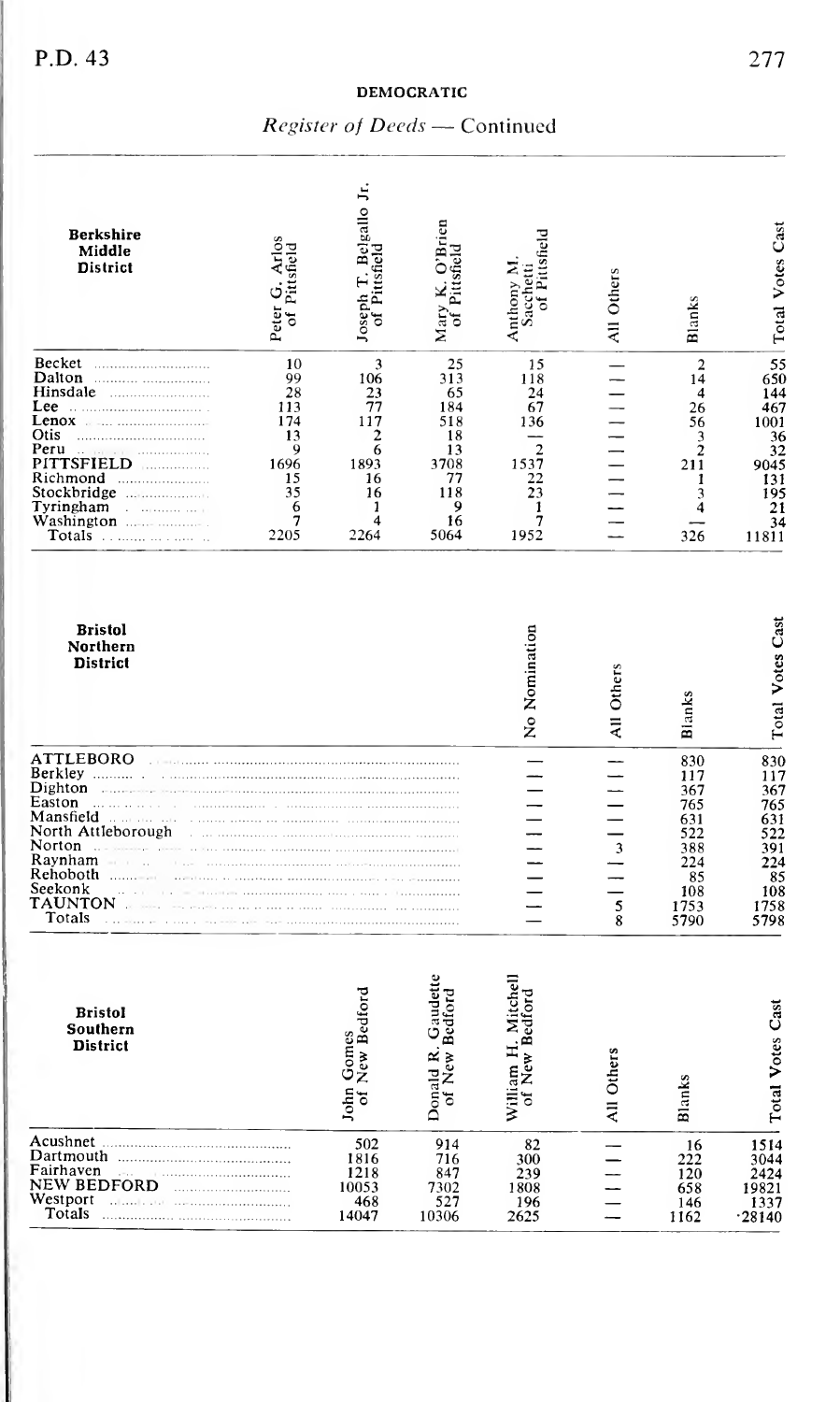## DEMOCRATIC

*Register of Deeds — Continued*

| Berkshire Middle District | Peter G. Arlos of Pittsfield | Joseph T. Belgallo Jr. of Pittsfield | Mary K. O'Brien of Pittsfield | Anthony M. Sacchetti of Pittsfield | All Others | Blanks | Total Votes Cast |
|---|---|---|---|---|---|---|---|
| Becket | 10 | 3 | 25 | 15 | — | 2 | 55 |
| Dalton | 99 | 106 | 313 | 118 | — | 14 | 650 |
| Hinsdale | 28 | 23 | 65 | 24 | — | 4 | 144 |
| Lee | 113 | 77 | 184 | 67 | — | 26 | 467 |
| Lenox | 174 | 117 | 518 | 136 | — | 56 | 1001 |
| Otis | 13 | 2 | 18 | — | — | 3 | 36 |
| Peru | 9 | 6 | 13 | 2 | — | 2 | 32 |
| PITTSFIELD | 1696 | 1893 | 3708 | 1537 | — | 211 | 9045 |
| Richmond | 15 | 16 | 77 | 22 | — | 1 | 131 |
| Stockbridge | 35 | 16 | 118 | 23 | — | 3 | 195 |
| Tyringham | 6 | 1 | 9 | 1 | — | 4 | 21 |
| Washington | 7 | 4 | 16 | 7 | — | — | 34 |
| Totals | 2205 | 2264 | 5064 | 1952 | — | 326 | 11811 |

| Bristol Northern District | No Nomination | All Others | Blanks | Total Votes Cast |
|---|---|---|---|---|
| ATTLEBORO | — | — | 830 | 830 |
| Berkley | — | — | 117 | 117 |
| Dighton | — | — | 367 | 367 |
| Easton | — | — | 765 | 765 |
| Mansfield | — | — | 631 | 631 |
| North Attleborough | — | — | 522 | 522 |
| Norton | — | 3 | 388 | 391 |
| Raynham | — | — | 224 | 224 |
| Rehoboth | — | — | 85 | 85 |
| Seekonk | — | — | 108 | 108 |
| TAUNTON | — | 5 | 1753 | 1758 |
| Totals | — | 8 | 5790 | 5798 |

| Bristol Southern District | John Gomes of New Bedford | Donald R. Gaudette of New Bedford | William H. Mitchell of New Bedford | All Others | Blanks | Total Votes Cast |
|---|---|---|---|---|---|---|
| Acushnet | 502 | 914 | 82 | — | 16 | 1514 |
| Dartmouth | 1816 | 716 | 300 | — | 222 | 3044 |
| Fairhaven | 1218 | 847 | 239 | — | 120 | 2424 |
| NEW BEDFORD | 10053 | 7302 | 1808 | — | 658 | 19821 |
| Westport | 468 | 527 | 196 | — | 146 | 1337 |
| Totals | 14047 | 10306 | 2625 | — | 1162 | 28140 |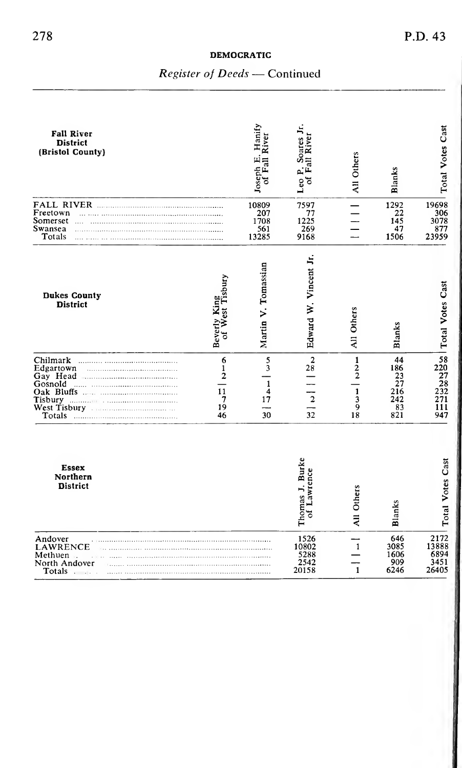## DEMOCRATIC

### *Register of Deeds* — Continued

| Fall River District (Bristol County) | Joseph E. Hanify of Fall River | Leo P. Soares Jr. of Fall River | All Others | Blanks | Total Votes Cast |
|---|---|---|---|---|---|
| FALL RIVER | 10809 | 7597 | — | 1292 | 19698 |
| Freetown | 207 | 77 | — | 22 | 306 |
| Somerset | 1708 | 1225 | — | 145 | 3078 |
| Swansea | 561 | 269 | — | 47 | 877 |
| Totals | 13285 | 9168 | — | 1506 | 23959 |

| Dukes County District | Beverly King of West Tisbury | Martin V. Tomassian | Edward W. Vincent Jr. | All Others | Blanks | Total Votes Cast |
|---|---|---|---|---|---|---|
| Chilmark | 6 | 5 | 2 | 1 | 44 | 58 |
| Edgartown | 1 | 3 | 28 | 2 | 186 | 220 |
| Gay Head | 2 | — | — | 2 | 23 | 27 |
| Gosnold | — | 1 | — | — | 27 | 28 |
| Oak Bluffs | 11 | 4 | — | 1 | 216 | 232 |
| Tisbury | 7 | 17 | 2 | 3 | 242 | 271 |
| West Tisbury | 19 | — | — | 9 | 83 | 111 |
| Totals | 46 | 30 | 32 | 18 | 821 | 947 |

| Essex Northern District | Thomas J. Burke of Lawrence | All Others | Blanks | Total Votes Cast |
|---|---|---|---|---|
| Andover | 1526 | — | 646 | 2172 |
| LAWRENCE | 10802 | 1 | 3085 | 13888 |
| Methuen | 5288 | — | 1606 | 6894 |
| North Andover | 2542 | — | 909 | 3451 |
| Totals | 20158 | 1 | 6246 | 26405 |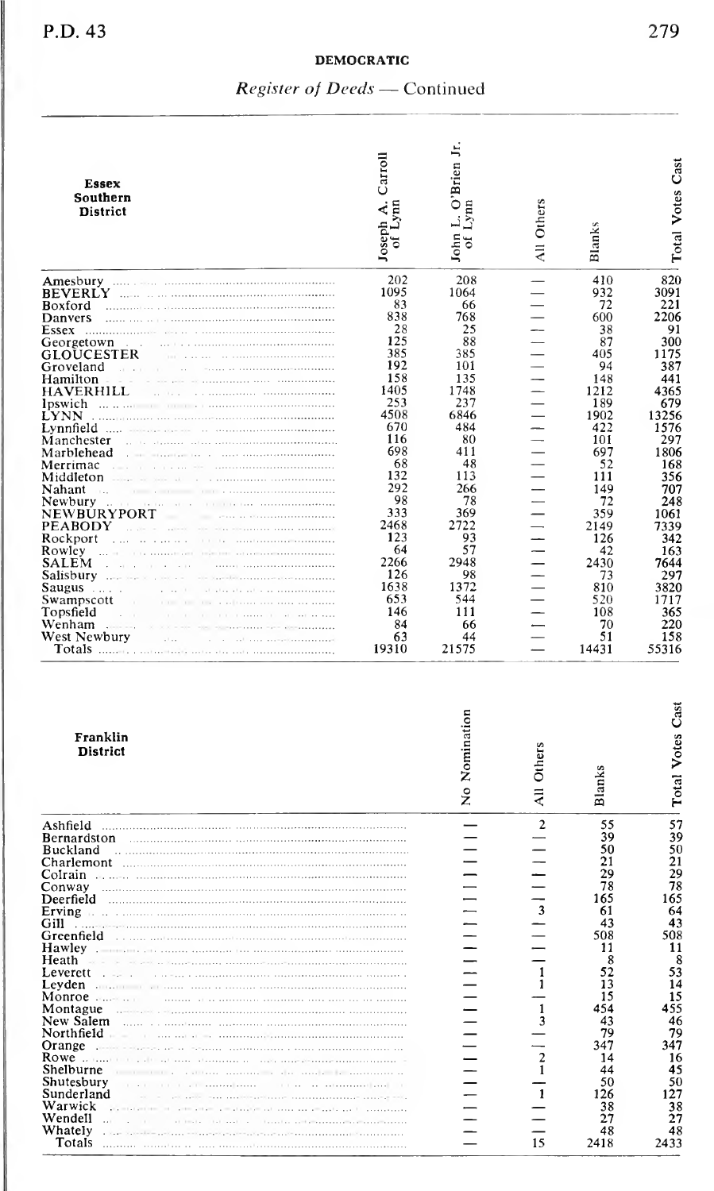## DEMOCRATIC

### *Register of Deeds* — Continued

| Essex Southern District | Joseph A. Carroll of Lynn | John L. O'Brien Jr. of Lynn | All Others | Blanks | Total Votes Cast |
|---|---|---|---|---|---|
| Amesbury | 202 | 208 | — | 410 | 820 |
| BEVERLY | 1095 | 1064 | — | 932 | 3091 |
| Boxford | 83 | 66 | — | 72 | 221 |
| Danvers | 838 | 768 | — | 600 | 2206 |
| Essex | 28 | 25 | — | 38 | 91 |
| Georgetown | 125 | 88 | — | 87 | 300 |
| GLOUCESTER | 385 | 385 | — | 405 | 1175 |
| Groveland | 192 | 101 | — | 94 | 387 |
| Hamilton | 158 | 135 | — | 148 | 441 |
| HAVERHILL | 1405 | 1748 | — | 1212 | 4365 |
| Ipswich | 253 | 237 | — | 189 | 679 |
| LYNN | 4508 | 6846 | — | 1902 | 13256 |
| Lynnfield | 670 | 484 | — | 422 | 1576 |
| Manchester | 116 | 80 | — | 101 | 297 |
| Marblehead | 698 | 411 | — | 697 | 1806 |
| Merrimac | 68 | 48 | — | 52 | 168 |
| Middleton | 132 | 113 | — | 111 | 356 |
| Nahant | 292 | 266 | — | 149 | 707 |
| Newbury | 98 | 78 | — | 72 | 248 |
| NEWBURYPORT | 333 | 369 | — | 359 | 1061 |
| PEABODY | 2468 | 2722 | — | 2149 | 7339 |
| Rockport | 123 | 93 | — | 126 | 342 |
| Rowley | 64 | 57 | — | 42 | 163 |
| SALEM | 2266 | 2948 | — | 2430 | 7644 |
| Salisbury | 126 | 98 | — | 73 | 297 |
| Saugus | 1638 | 1372 | — | 810 | 3820 |
| Swampscott | 653 | 544 | — | 520 | 1717 |
| Topsfield | 146 | 111 | — | 108 | 365 |
| Wenham | 84 | 66 | — | 70 | 220 |
| West Newbury | 63 | 44 | — | 51 | 158 |
| Totals | 19310 | 21575 | — | 14431 | 55316 |

| Franklin District | No Nomination | All Others | Blanks | Total Votes Cast |
|---|---|---|---|---|
| Ashfield | — | 2 | 55 | 57 |
| Bernardston | — | — | 39 | 39 |
| Buckland | — | — | 50 | 50 |
| Charlemont | — | — | 21 | 21 |
| Colrain | — | — | 29 | 29 |
| Conway | — | — | 78 | 78 |
| Deerfield | — | — | 165 | 165 |
| Erving | — | 3 | 61 | 64 |
| Gill | — | — | 43 | 43 |
| Greenfield | — | — | 508 | 508 |
| Hawley | — | — | 11 | 11 |
| Heath | — | — | 8 | 8 |
| Leverett | — | 1 | 52 | 53 |
| Leyden | — | 1 | 13 | 14 |
| Monroe | — | — | 15 | 15 |
| Montague | — | 1 | 454 | 455 |
| New Salem | — | 3 | 43 | 46 |
| Northfield | — | — | 79 | 79 |
| Orange | — | — | 347 | 347 |
| Rowe | — | 2 | 14 | 16 |
| Shelburne | — | 1 | 44 | 45 |
| Shutesbury | — | — | 50 | 50 |
| Sunderland | — | 1 | 126 | 127 |
| Warwick | — | — | 38 | 38 |
| Wendell | — | — | 27 | 27 |
| Whately | — | — | 48 | 48 |
| Totals | — | 15 | 2418 | 2433 |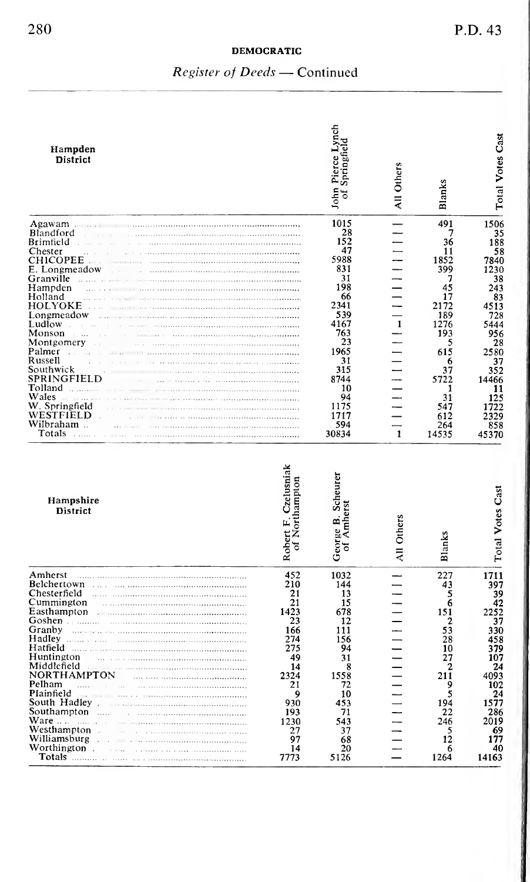## DEMOCRATIC

### *Register of Deeds* — Continued

| Hampden District | John Pierce Lynch of Springfield | All Others | Blanks | Total Votes Cast |
|---|---|---|---|---|
| Agawam | 1015 | — | 491 | 1506 |
| Blandford | 28 | — | 7 | 35 |
| Brimfield | 152 | — | 36 | 188 |
| Chester | 47 | — | 11 | 58 |
| CHICOPEE | 5988 | — | 1852 | 7840 |
| E. Longmeadow | 831 | — | 399 | 1230 |
| Granville | 31 | — | 7 | 38 |
| Hampden | 198 | — | 45 | 243 |
| Holland | 66 | — | 17 | 83 |
| HOLYOKE | 2341 | — | 2172 | 4513 |
| Longmeadow | 539 | — | 189 | 728 |
| Ludlow | 4167 | 1 | 1276 | 5444 |
| Monson | 763 | — | 193 | 956 |
| Montgomery | 23 | — | 5 | 28 |
| Palmer | 1965 | — | 615 | 2580 |
| Russell | 31 | — | 6 | 37 |
| Southwick | 315 | — | 37 | 352 |
| SPRINGFIELD | 8744 | — | 5722 | 14466 |
| Tolland | 10 | — | 1 | 11 |
| Wales | 94 | — | 31 | 125 |
| W. Springfield | 1175 | — | 547 | 1722 |
| WESTFIELD | 1717 | — | 612 | 2329 |
| Wilbraham | 594 | — | 264 | 858 |
| Totals | 30834 | 1 | 14535 | 45370 |

| Hampshire District | Robert F. Czelusniak of Northampton | George B. Scheurer of Amherst | All Others | Blanks | Total Votes Cast |
|---|---|---|---|---|---|
| Amherst | 452 | 1032 | — | 227 | 1711 |
| Belchertown | 210 | 144 | — | 43 | 397 |
| Chesterfield | 21 | 13 | — | 5 | 39 |
| Cummington | 21 | 15 | — | 6 | 42 |
| Easthampton | 1423 | 678 | — | 151 | 2252 |
| Goshen | 23 | 12 | — | 2 | 37 |
| Granby | 166 | 111 | — | 53 | 330 |
| Hadley | 274 | 156 | — | 28 | 458 |
| Hatfield | 275 | 94 | — | 10 | 379 |
| Huntington | 49 | 31 | — | 27 | 107 |
| Middlefield | 14 | 8 | — | 2 | 24 |
| NORTHAMPTON | 2324 | 1558 | — | 211 | 4093 |
| Pelham | 21 | 72 | — | 9 | 102 |
| Plainfield | 9 | 10 | — | 5 | 24 |
| South Hadley | 930 | 453 | — | 194 | 1577 |
| Southampton | 193 | 71 | — | 22 | 286 |
| Ware | 1230 | 543 | — | 246 | 2019 |
| Westhampton | 27 | 37 | — | 5 | 69 |
| Williamsburg | 97 | 68 | — | 12 | 177 |
| Worthington | 14 | 20 | — | 6 | 40 |
| Totals | 7773 | 5126 | — | 1264 | 14163 |